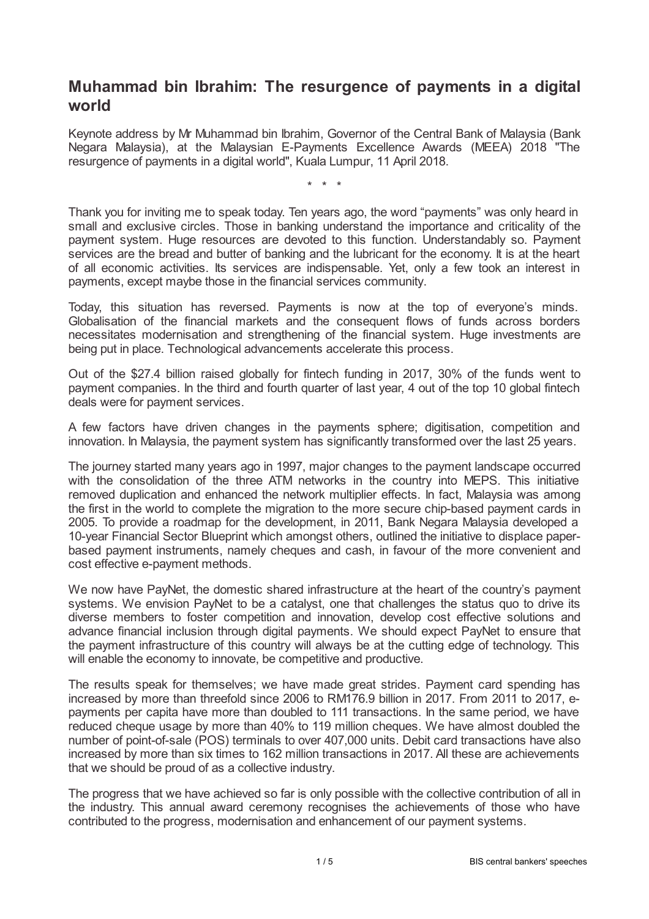# Muhammad bin Ibrahim: The resurgence of payments in a digital world

Keynote address by Mr Muhammad bin Ibrahim, Governor of the Central Bank of Malaysia (Bank Negara Malaysia), at the Malaysian E-Payments Excellence Awards (MEEA) 2018 "The resurgence of payments in a digital world", Kuala Lumpur, 11 April 2018.

\* \* \*

Thank you for inviting me to speak today. Ten years ago, the word "payments" was only heard in small and exclusive circles. Those in banking understand the importance and criticality of the payment system. Huge resources are devoted to this function. Understandably so. Payment services are the bread and butter of banking and the lubricant for the economy. It is at the heart of all economic activities. Its services are indispensable. Yet, only a few took an interest in payments, except maybe those in the financial services community.

Today, this situation has reversed. Payments is now at the top of everyone's minds. Globalisation of the financial markets and the consequent flows of funds across borders necessitates modernisation and strengthening of the financial system. Huge investments are being put in place. Technological advancements accelerate this process.

Out of the $27.4 billion raised globally for fintech funding in 2017, 30% of the funds went to payment companies. In the third and fourth quarter of last year, 4 out of the top 10 global fintech deals were for payment services.

A few factors have driven changes in the payments sphere; digitisation, competition and innovation. In Malaysia, the payment system has significantly transformed over the last 25 years.

The journey started many years ago in 1997, major changes to the payment landscape occurred with the consolidation of the three ATM networks in the country into MEPS. This initiative removed duplication and enhanced the network multiplier effects. In fact, Malaysia was among the first in the world to complete the migration to the more secure chip-based payment cards in 2005. To provide a roadmap for the development, in 2011, Bank Negara Malaysia developed a 10-year Financial Sector Blueprint which amongst others, outlined the initiative to displace paper-based payment instruments, namely cheques and cash, in favour of the more convenient and cost effective e-payment methods.

We now have PayNet, the domestic shared infrastructure at the heart of the country's payment systems. We envision PayNet to be a catalyst, one that challenges the status quo to drive its diverse members to foster competition and innovation, develop cost effective solutions and advance financial inclusion through digital payments. We should expect PayNet to ensure that the payment infrastructure of this country will always be at the cutting edge of technology. This will enable the economy to innovate, be competitive and productive.

The results speak for themselves; we have made great strides. Payment card spending has increased by more than threefold since 2006 to RM176.9 billion in 2017. From 2011 to 2017, e-payments per capita have more than doubled to 111 transactions. In the same period, we have reduced cheque usage by more than 40% to 119 million cheques. We have almost doubled the number of point-of-sale (POS) terminals to over 407,000 units. Debit card transactions have also increased by more than six times to 162 million transactions in 2017. All these are achievements that we should be proud of as a collective industry.

The progress that we have achieved so far is only possible with the collective contribution of all in the industry. This annual award ceremony recognises the achievements of those who have contributed to the progress, modernisation and enhancement of our payment systems.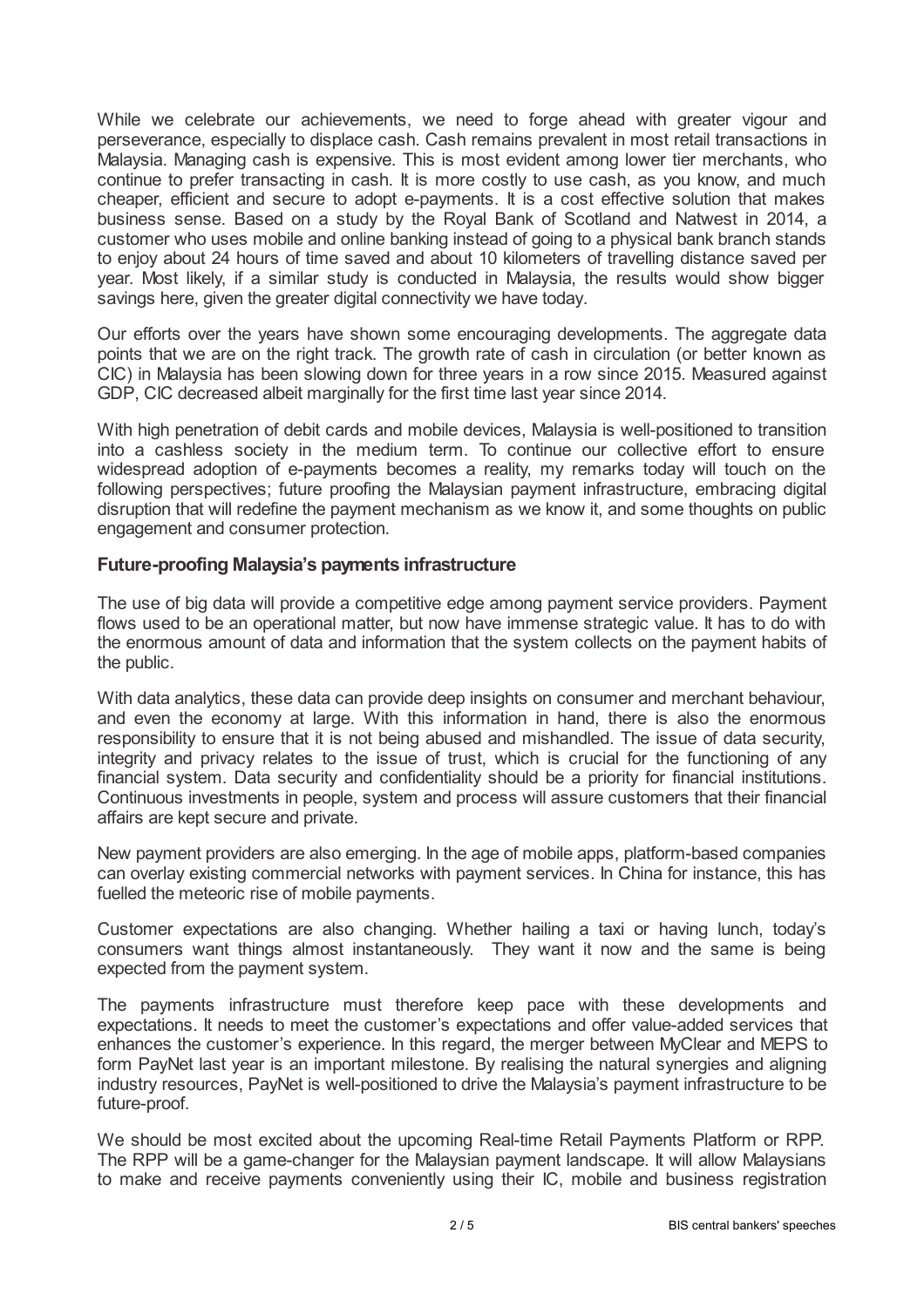While we celebrate our achievements, we need to forge ahead with greater vigour and perseverance, especially to displace cash. Cash remains prevalent in most retail transactions in Malaysia. Managing cash is expensive. This is most evident among lower tier merchants, who continue to prefer transacting in cash. It is more costly to use cash, as you know, and much cheaper, efficient and secure to adopt e-payments. It is a cost effective solution that makes business sense. Based on a study by the Royal Bank of Scotland and Natwest in 2014, a customer who uses mobile and online banking instead of going to a physical bank branch stands to enjoy about 24 hours of time saved and about 10 kilometers of travelling distance saved per year. Most likely, if a similar study is conducted in Malaysia, the results would show bigger savings here, given the greater digital connectivity we have today.

Our efforts over the years have shown some encouraging developments. The aggregate data points that we are on the right track. The growth rate of cash in circulation (or better known as CIC) in Malaysia has been slowing down for three years in a row since 2015. Measured against GDP, CIC decreased albeit marginally for the first time last year since 2014.

With high penetration of debit cards and mobile devices, Malaysia is well-positioned to transition into a cashless society in the medium term. To continue our collective effort to ensure widespread adoption of e-payments becomes a reality, my remarks today will touch on the following perspectives; future proofing the Malaysian payment infrastructure, embracing digital disruption that will redefine the payment mechanism as we know it, and some thoughts on public engagement and consumer protection.

### Future-proofing Malaysia's payments infrastructure

The use of big data will provide a competitive edge among payment service providers. Payment flows used to be an operational matter, but now have immense strategic value. It has to do with the enormous amount of data and information that the system collects on the payment habits of the public.

With data analytics, these data can provide deep insights on consumer and merchant behaviour, and even the economy at large. With this information in hand, there is also the enormous responsibility to ensure that it is not being abused and mishandled. The issue of data security, integrity and privacy relates to the issue of trust, which is crucial for the functioning of any financial system. Data security and confidentiality should be a priority for financial institutions. Continuous investments in people, system and process will assure customers that their financial affairs are kept secure and private.

New payment providers are also emerging. In the age of mobile apps, platform-based companies can overlay existing commercial networks with payment services. In China for instance, this has fuelled the meteoric rise of mobile payments.

Customer expectations are also changing. Whether hailing a taxi or having lunch, today's consumers want things almost instantaneously. They want it now and the same is being expected from the payment system.

The payments infrastructure must therefore keep pace with these developments and expectations. It needs to meet the customer's expectations and offer value-added services that enhances the customer's experience. In this regard, the merger between MyClear and MEPS to form PayNet last year is an important milestone. By realising the natural synergies and aligning industry resources, PayNet is well-positioned to drive the Malaysia's payment infrastructure to be future-proof.

We should be most excited about the upcoming Real-time Retail Payments Platform or RPP. The RPP will be a game-changer for the Malaysian payment landscape. It will allow Malaysians to make and receive payments conveniently using their IC, mobile and business registration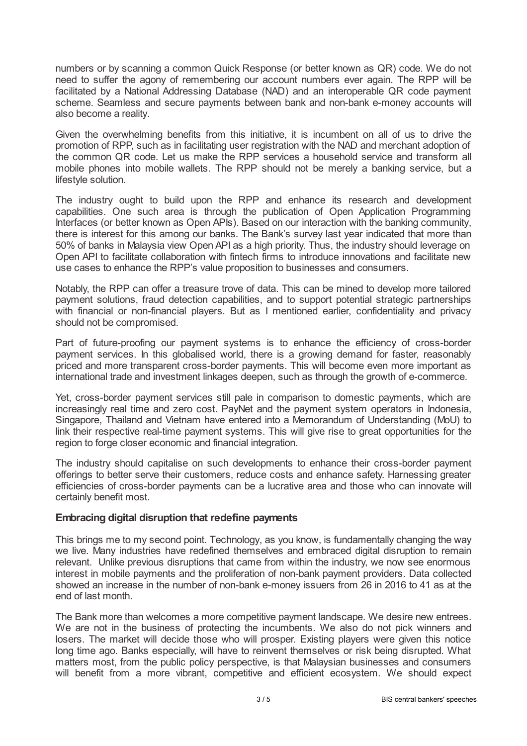numbers or by scanning a common Quick Response (or better known as QR) code. We do not need to suffer the agony of remembering our account numbers ever again. The RPP will be facilitated by a National Addressing Database (NAD) and an interoperable QR code payment scheme. Seamless and secure payments between bank and non-bank e-money accounts will also become a reality.

Given the overwhelming benefits from this initiative, it is incumbent on all of us to drive the promotion of RPP, such as in facilitating user registration with the NAD and merchant adoption of the common QR code. Let us make the RPP services a household service and transform all mobile phones into mobile wallets. The RPP should not be merely a banking service, but a lifestyle solution.

The industry ought to build upon the RPP and enhance its research and development capabilities. One such area is through the publication of Open Application Programming Interfaces (or better known as Open APIs). Based on our interaction with the banking community, there is interest for this among our banks. The Bank's survey last year indicated that more than 50% of banks in Malaysia view Open API as a high priority. Thus, the industry should leverage on Open API to facilitate collaboration with fintech firms to introduce innovations and facilitate new use cases to enhance the RPP's value proposition to businesses and consumers.

Notably, the RPP can offer a treasure trove of data. This can be mined to develop more tailored payment solutions, fraud detection capabilities, and to support potential strategic partnerships with financial or non-financial players. But as I mentioned earlier, confidentiality and privacy should not be compromised.

Part of future-proofing our payment systems is to enhance the efficiency of cross-border payment services. In this globalised world, there is a growing demand for faster, reasonably priced and more transparent cross-border payments. This will become even more important as international trade and investment linkages deepen, such as through the growth of e-commerce.

Yet, cross-border payment services still pale in comparison to domestic payments, which are increasingly real time and zero cost. PayNet and the payment system operators in Indonesia, Singapore, Thailand and Vietnam have entered into a Memorandum of Understanding (MoU) to link their respective real-time payment systems. This will give rise to great opportunities for the region to forge closer economic and financial integration.

The industry should capitalise on such developments to enhance their cross-border payment offerings to better serve their customers, reduce costs and enhance safety. Harnessing greater efficiencies of cross-border payments can be a lucrative area and those who can innovate will certainly benefit most.

### Embracing digital disruption that redefine payments

This brings me to my second point. Technology, as you know, is fundamentally changing the way we live. Many industries have redefined themselves and embraced digital disruption to remain relevant. Unlike previous disruptions that came from within the industry, we now see enormous interest in mobile payments and the proliferation of non-bank payment providers. Data collected showed an increase in the number of non-bank e-money issuers from 26 in 2016 to 41 as at the end of last month.

The Bank more than welcomes a more competitive payment landscape. We desire new entrees. We are not in the business of protecting the incumbents. We also do not pick winners and losers. The market will decide those who will prosper. Existing players were given this notice long time ago. Banks especially, will have to reinvent themselves or risk being disrupted. What matters most, from the public policy perspective, is that Malaysian businesses and consumers will benefit from a more vibrant, competitive and efficient ecosystem. We should expect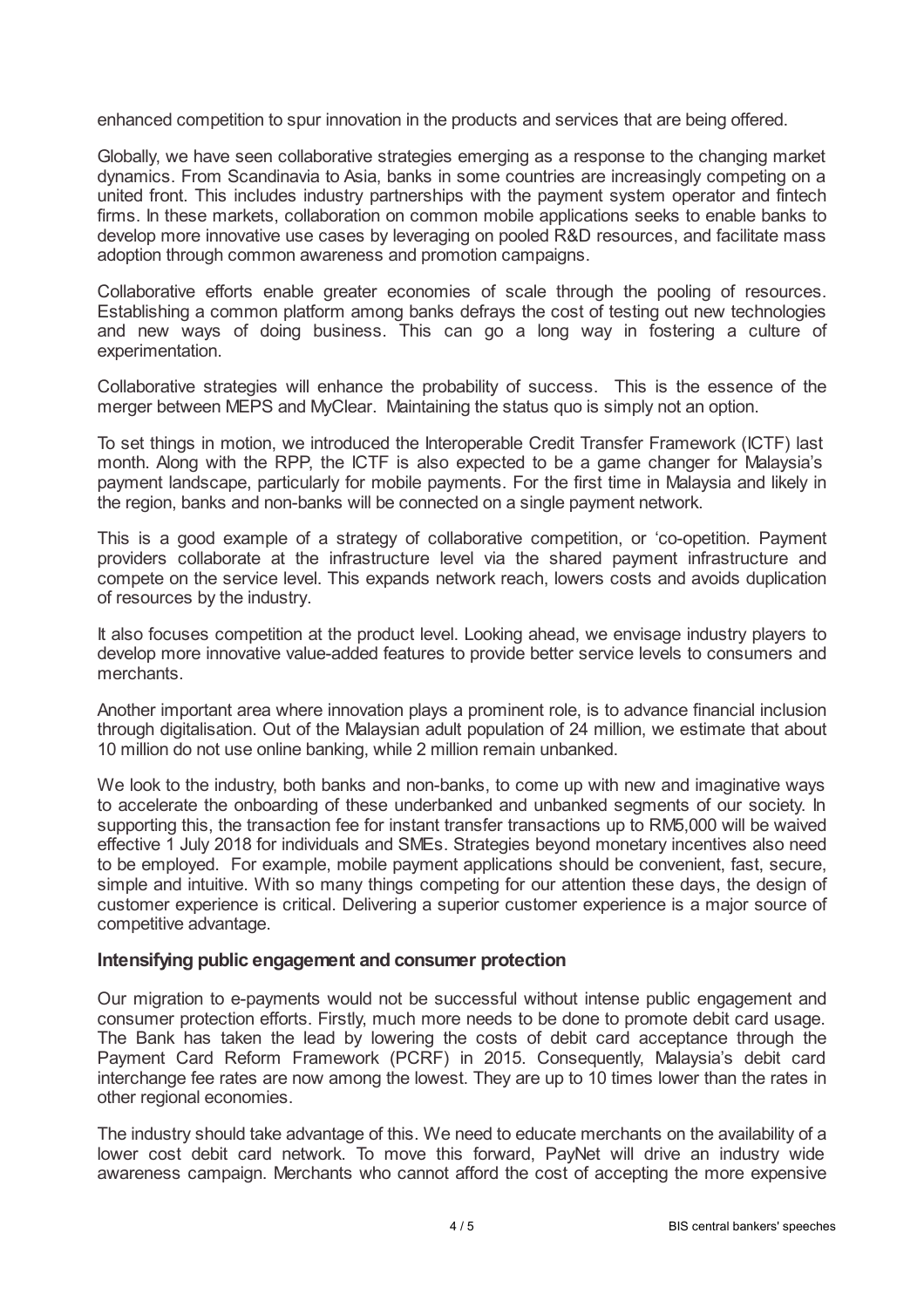enhanced competition to spur innovation in the products and services that are being offered.

Globally, we have seen collaborative strategies emerging as a response to the changing market dynamics. From Scandinavia to Asia, banks in some countries are increasingly competing on a united front. This includes industry partnerships with the payment system operator and fintech firms. In these markets, collaboration on common mobile applications seeks to enable banks to develop more innovative use cases by leveraging on pooled R&D resources, and facilitate mass adoption through common awareness and promotion campaigns.

Collaborative efforts enable greater economies of scale through the pooling of resources. Establishing a common platform among banks defrays the cost of testing out new technologies and new ways of doing business. This can go a long way in fostering a culture of experimentation.

Collaborative strategies will enhance the probability of success. This is the essence of the merger between MEPS and MyClear. Maintaining the status quo is simply not an option.

To set things in motion, we introduced the Interoperable Credit Transfer Framework (ICTF) last month. Along with the RPP, the ICTF is also expected to be a game changer for Malaysia's payment landscape, particularly for mobile payments. For the first time in Malaysia and likely in the region, banks and non-banks will be connected on a single payment network.

This is a good example of a strategy of collaborative competition, or 'co-opetition. Payment providers collaborate at the infrastructure level via the shared payment infrastructure and compete on the service level. This expands network reach, lowers costs and avoids duplication of resources by the industry.

It also focuses competition at the product level. Looking ahead, we envisage industry players to develop more innovative value-added features to provide better service levels to consumers and merchants.

Another important area where innovation plays a prominent role, is to advance financial inclusion through digitalisation. Out of the Malaysian adult population of 24 million, we estimate that about 10 million do not use online banking, while 2 million remain unbanked.

We look to the industry, both banks and non-banks, to come up with new and imaginative ways to accelerate the onboarding of these underbanked and unbanked segments of our society. In supporting this, the transaction fee for instant transfer transactions up to RM5,000 will be waived effective 1 July 2018 for individuals and SMEs. Strategies beyond monetary incentives also need to be employed. For example, mobile payment applications should be convenient, fast, secure, simple and intuitive. With so many things competing for our attention these days, the design of customer experience is critical. Delivering a superior customer experience is a major source of competitive advantage.

## Intensifying public engagement and consumer protection

Our migration to e-payments would not be successful without intense public engagement and consumer protection efforts. Firstly, much more needs to be done to promote debit card usage. The Bank has taken the lead by lowering the costs of debit card acceptance through the Payment Card Reform Framework (PCRF) in 2015. Consequently, Malaysia's debit card interchange fee rates are now among the lowest. They are up to 10 times lower than the rates in other regional economies.

The industry should take advantage of this. We need to educate merchants on the availability of a lower cost debit card network. To move this forward, PayNet will drive an industry wide awareness campaign. Merchants who cannot afford the cost of accepting the more expensive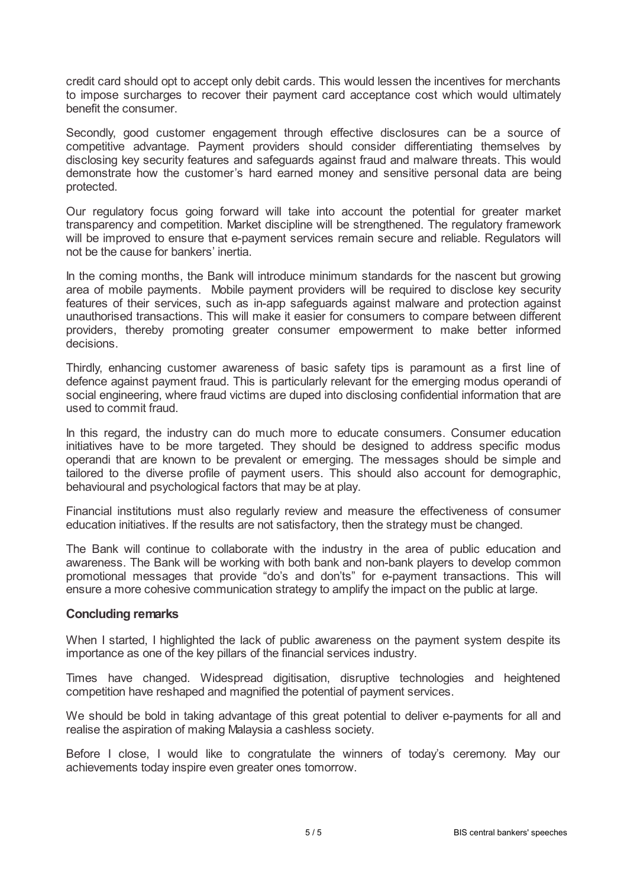credit card should opt to accept only debit cards. This would lessen the incentives for merchants to impose surcharges to recover their payment card acceptance cost which would ultimately benefit the consumer.

Secondly, good customer engagement through effective disclosures can be a source of competitive advantage. Payment providers should consider differentiating themselves by disclosing key security features and safeguards against fraud and malware threats. This would demonstrate how the customer's hard earned money and sensitive personal data are being protected.

Our regulatory focus going forward will take into account the potential for greater market transparency and competition. Market discipline will be strengthened. The regulatory framework will be improved to ensure that e-payment services remain secure and reliable. Regulators will not be the cause for bankers' inertia.

In the coming months, the Bank will introduce minimum standards for the nascent but growing area of mobile payments. Mobile payment providers will be required to disclose key security features of their services, such as in-app safeguards against malware and protection against unauthorised transactions. This will make it easier for consumers to compare between different providers, thereby promoting greater consumer empowerment to make better informed decisions.

Thirdly, enhancing customer awareness of basic safety tips is paramount as a first line of defence against payment fraud. This is particularly relevant for the emerging modus operandi of social engineering, where fraud victims are duped into disclosing confidential information that are used to commit fraud.

In this regard, the industry can do much more to educate consumers. Consumer education initiatives have to be more targeted. They should be designed to address specific modus operandi that are known to be prevalent or emerging. The messages should be simple and tailored to the diverse profile of payment users. This should also account for demographic, behavioural and psychological factors that may be at play.

Financial institutions must also regularly review and measure the effectiveness of consumer education initiatives. If the results are not satisfactory, then the strategy must be changed.

The Bank will continue to collaborate with the industry in the area of public education and awareness. The Bank will be working with both bank and non-bank players to develop common promotional messages that provide "do's and don'ts" for e-payment transactions. This will ensure a more cohesive communication strategy to amplify the impact on the public at large.

## Concluding remarks

When I started, I highlighted the lack of public awareness on the payment system despite its importance as one of the key pillars of the financial services industry.

Times have changed. Widespread digitisation, disruptive technologies and heightened competition have reshaped and magnified the potential of payment services.

We should be bold in taking advantage of this great potential to deliver e-payments for all and realise the aspiration of making Malaysia a cashless society.

Before I close, I would like to congratulate the winners of today's ceremony. May our achievements today inspire even greater ones tomorrow.